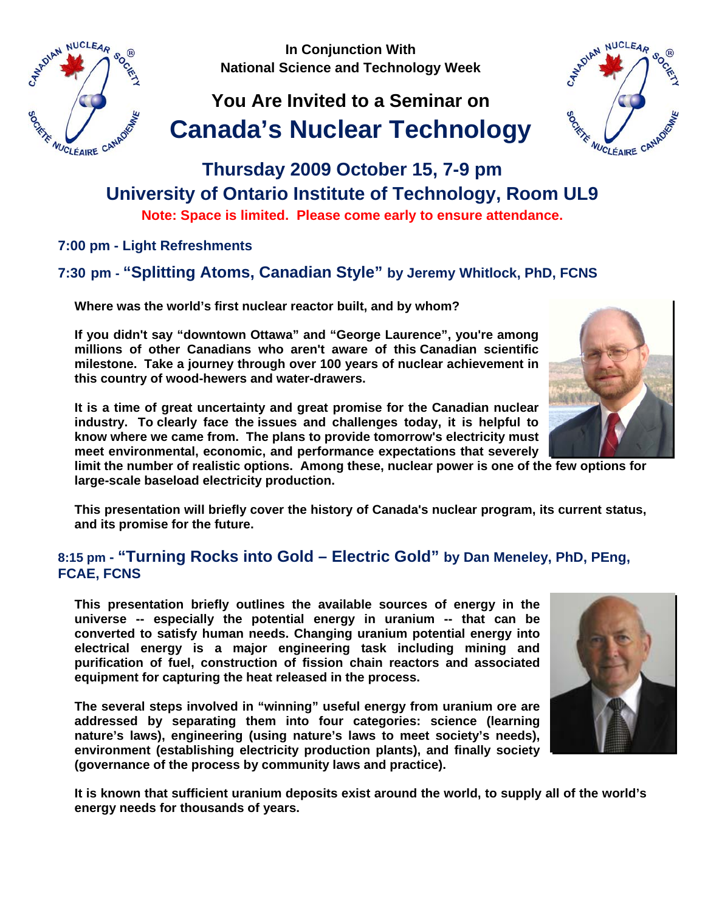In Conjunction With
National Science and Technology Week

# You Are Invited to a Seminar on Canada's Nuclear Technology

## Thursday 2009 October 15, 7-9 pm
## University of Ontario Institute of Technology, Room UL9

**Note: Space is limited. Please come early to ensure attendance.**

### 7:00 pm - Light Refreshments

### 7:30 pm - "Splitting Atoms, Canadian Style" by Jeremy Whitlock, PhD, FCNS

**Where was the world's first nuclear reactor built, and by whom?**

**If you didn't say "downtown Ottawa" and "George Laurence", you're among millions of other Canadians who aren't aware of this Canadian scientific milestone. Take a journey through over 100 years of nuclear achievement in this country of wood-hewers and water-drawers.**

**It is a time of great uncertainty and great promise for the Canadian nuclear industry. To clearly face the issues and challenges today, it is helpful to know where we came from. The plans to provide tomorrow's electricity must meet environmental, economic, and performance expectations that severely limit the number of realistic options. Among these, nuclear power is one of the few options for large-scale baseload electricity production.**

**This presentation will briefly cover the history of Canada's nuclear program, its current status, and its promise for the future.**

### 8:15 pm - "Turning Rocks into Gold – Electric Gold" by Dan Meneley, PhD, PEng, FCAE, FCNS

**This presentation briefly outlines the available sources of energy in the universe -- especially the potential energy in uranium -- that can be converted to satisfy human needs. Changing uranium potential energy into electrical energy is a major engineering task including mining and purification of fuel, construction of fission chain reactors and associated equipment for capturing the heat released in the process.**

**The several steps involved in "winning" useful energy from uranium ore are addressed by separating them into four categories: science (learning nature's laws), engineering (using nature's laws to meet society's needs), environment (establishing electricity production plants), and finally society (governance of the process by community laws and practice).**

**It is known that sufficient uranium deposits exist around the world, to supply all of the world's energy needs for thousands of years.**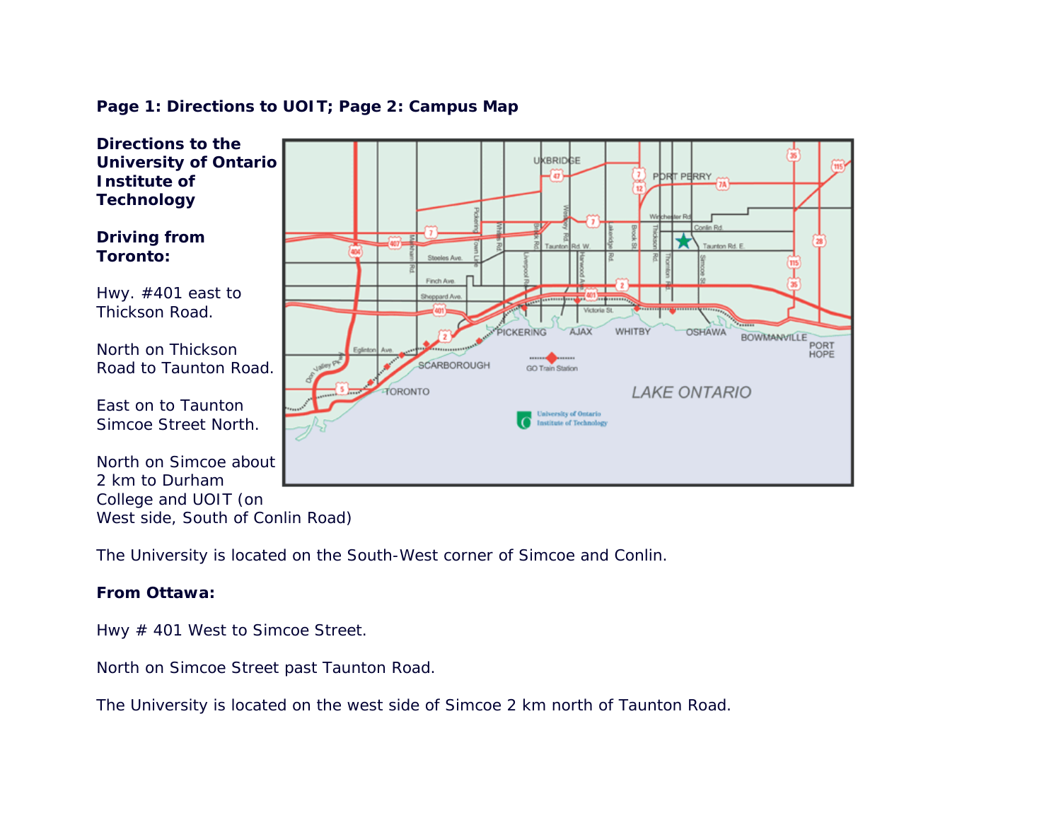**Page 1: Directions to UOIT; Page 2: Campus Map**

## Directions to the University of Ontario Institute of Technology

### Driving from Toronto:

Hwy. #401 east to Thickson Road.

North on Thickson Road to Taunton Road.

East on to Taunton Simcoe Street North.

North on Simcoe about 2 km to Durham College and UOIT (on West side, South of Conlin Road)

The University is located on the South-West corner of Simcoe and Conlin.

### From Ottawa:

Hwy # 401 West to Simcoe Street.

North on Simcoe Street past Taunton Road.

The University is located on the west side of Simcoe 2 km north of Taunton Road.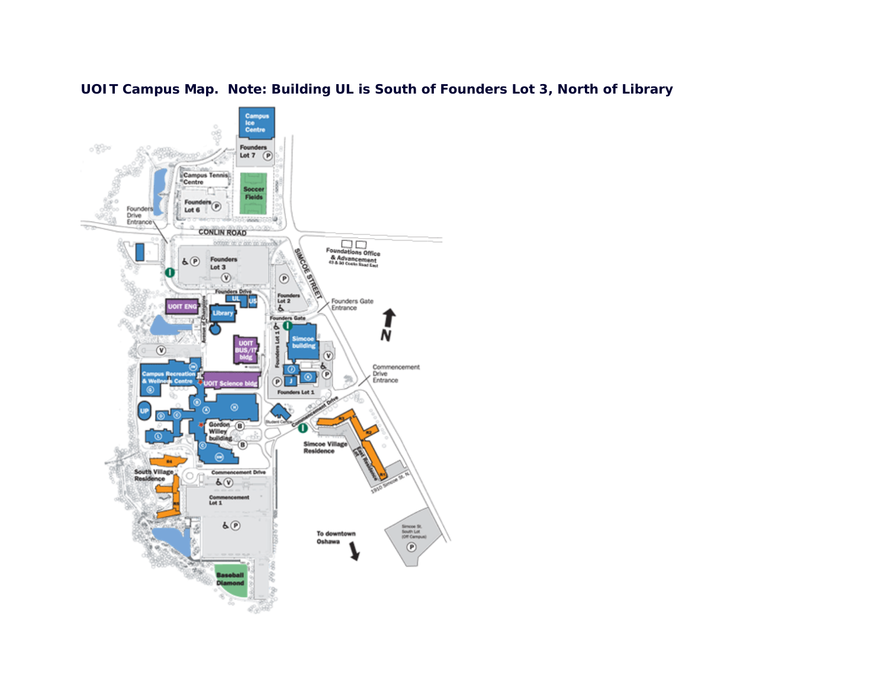**UOIT Campus Map.  Note: Building UL is South of Founders Lot 3, North of Library**

Campus Ice Centre

Founders Lot 7

Campus Tennis Centre

Soccer Fields

Founders Lot 6

Founders Drive Entrance

CONLIN ROAD

Foundations Office & Advancement

SIMCOE STREET

Founders Lot 3

Founders Drive

Founders Lot 2

Founders Gate Entrance

UL

US

UOIT ENG

Library

Founders Gate

N

Avenue of Champions

UOIT BUS/IT bldg

Founders Lot 1

Simcoe building

Commencement Drive Entrance

Campus Recreation & Wellness Centre

UOIT Science bldg

Founders Lot 1

UP

Student Centre

Commencement Drive

Gordon Willey building

Simcoe Village Residence

East Residence

1910 Simcoe St. N.

South Village Residence

Commencement Drive

Commencement Lot 1

Simcoe St. South Lot (Off Campus)

To downtown Oshawa

Baseball Diamond